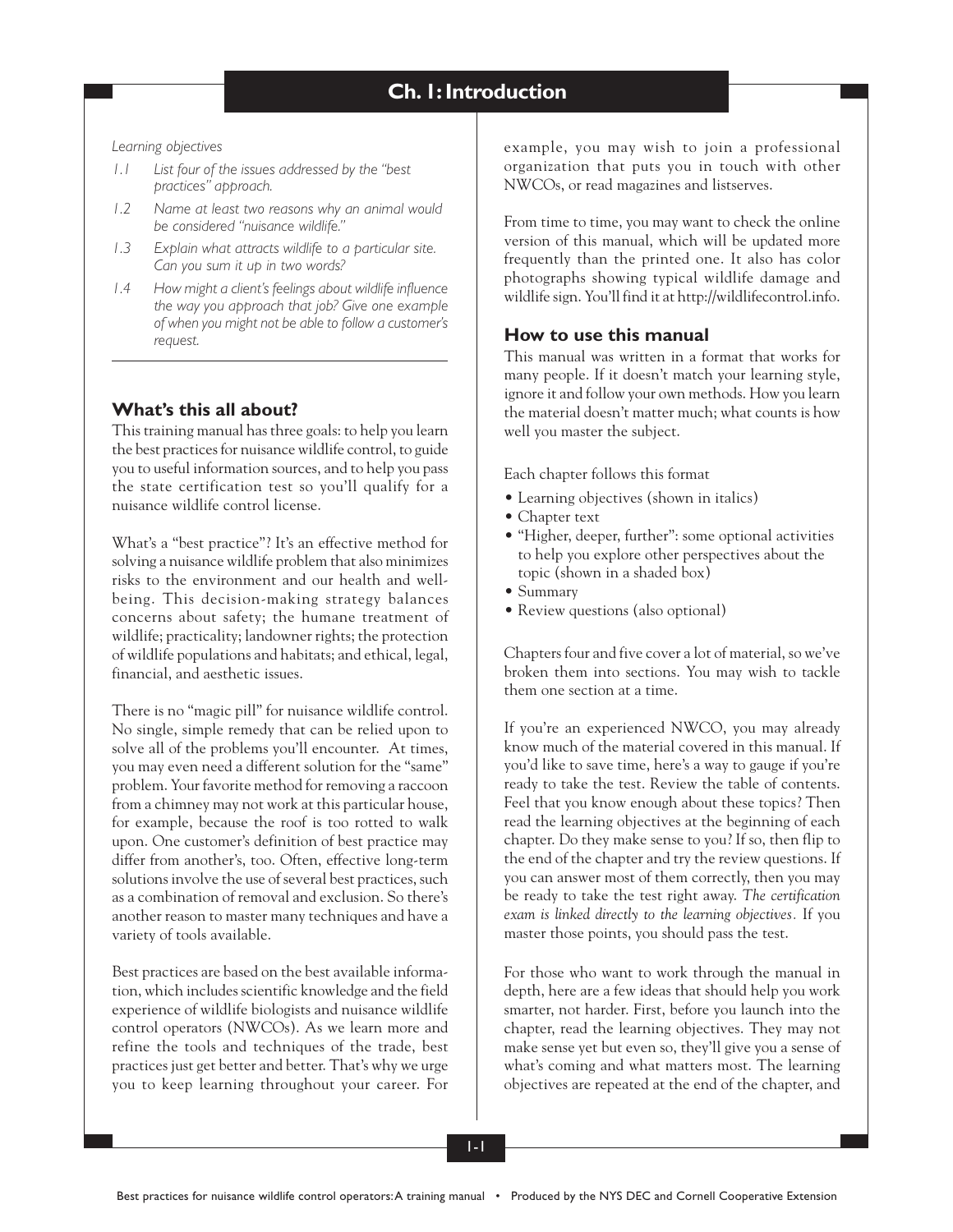# Ch. 1: Introduction

*Learning objectives*

- *1.1 List four of the issues addressed by the "best practices" approach.*
- *1.2 Name at least two reasons why an animal would be considered "nuisance wildlife."*
- *1.3 Explain what attracts wildlife to a particular site. Can you sum it up in two words?*
- *1.4 How might a client's feelings about wildlife influence the way you approach that job? Give one example of when you might not be able to follow a customer's request.*

## What's this all about?

This training manual has three goals: to help you learn the best practices for nuisance wildlife control, to guide you to useful information sources, and to help you pass the state certification test so you'll qualify for a nuisance wildlife control license.

What's a "best practice"? It's an effective method for solving a nuisance wildlife problem that also minimizes risks to the environment and our health and well-being. This decision-making strategy balances concerns about safety; the humane treatment of wildlife; practicality; landowner rights; the protection of wildlife populations and habitats; and ethical, legal, financial, and aesthetic issues.

There is no "magic pill" for nuisance wildlife control. No single, simple remedy that can be relied upon to solve all of the problems you'll encounter. At times, you may even need a different solution for the "same" problem. Your favorite method for removing a raccoon from a chimney may not work at this particular house, for example, because the roof is too rotted to walk upon. One customer's definition of best practice may differ from another's, too. Often, effective long-term solutions involve the use of several best practices, such as a combination of removal and exclusion. So there's another reason to master many techniques and have a variety of tools available.

Best practices are based on the best available information, which includes scientific knowledge and the field experience of wildlife biologists and nuisance wildlife control operators (NWCOs). As we learn more and refine the tools and techniques of the trade, best practices just get better and better. That's why we urge you to keep learning throughout your career. For example, you may wish to join a professional organization that puts you in touch with other NWCOs, or read magazines and listserves.

From time to time, you may want to check the online version of this manual, which will be updated more frequently than the printed one. It also has color photographs showing typical wildlife damage and wildlife sign. You'll find it at http://wildlifecontrol.info.

## How to use this manual

This manual was written in a format that works for many people. If it doesn't match your learning style, ignore it and follow your own methods. How you learn the material doesn't matter much; what counts is how well you master the subject.

Each chapter follows this format

- Learning objectives (shown in italics)
- Chapter text
- "Higher, deeper, further": some optional activities to help you explore other perspectives about the topic (shown in a shaded box)
- Summary
- Review questions (also optional)

Chapters four and five cover a lot of material, so we've broken them into sections. You may wish to tackle them one section at a time.

If you're an experienced NWCO, you may already know much of the material covered in this manual. If you'd like to save time, here's a way to gauge if you're ready to take the test. Review the table of contents. Feel that you know enough about these topics? Then read the learning objectives at the beginning of each chapter. Do they make sense to you? If so, then flip to the end of the chapter and try the review questions. If you can answer most of them correctly, then you may be ready to take the test right away. *The certification exam is linked directly to the learning objectives.* If you master those points, you should pass the test.

For those who want to work through the manual in depth, here are a few ideas that should help you work smarter, not harder. First, before you launch into the chapter, read the learning objectives. They may not make sense yet but even so, they'll give you a sense of what's coming and what matters most. The learning objectives are repeated at the end of the chapter, and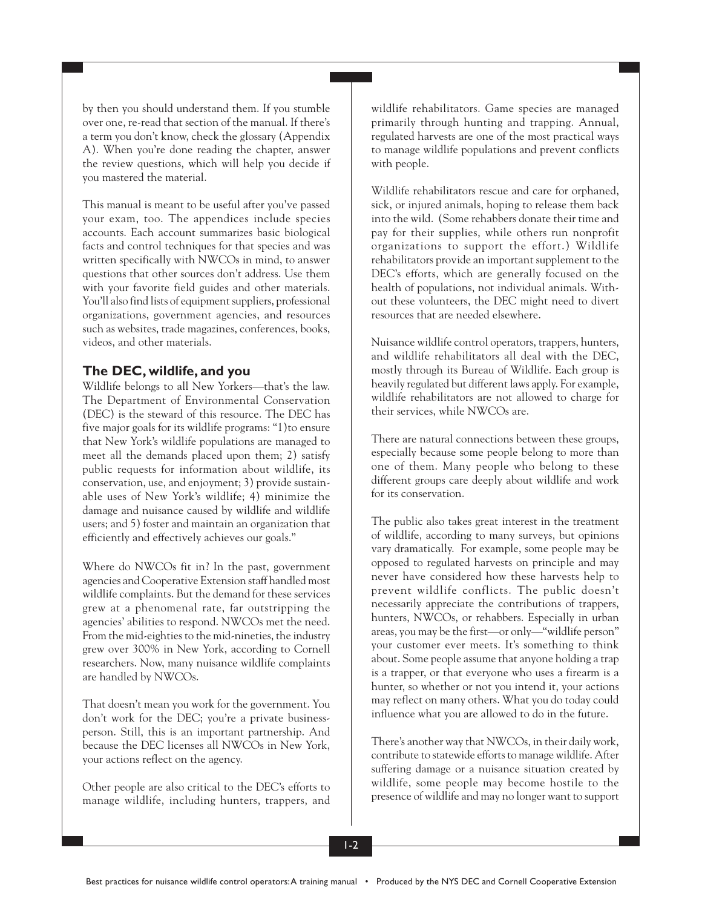by then you should understand them. If you stumble over one, re-read that section of the manual. If there's a term you don't know, check the glossary (Appendix A). When you're done reading the chapter, answer the review questions, which will help you decide if you mastered the material.

This manual is meant to be useful after you've passed your exam, too. The appendices include species accounts. Each account summarizes basic biological facts and control techniques for that species and was written specifically with NWCOs in mind, to answer questions that other sources don't address. Use them with your favorite field guides and other materials. You'll also find lists of equipment suppliers, professional organizations, government agencies, and resources such as websites, trade magazines, conferences, books, videos, and other materials.

## The DEC, wildlife, and you

Wildlife belongs to all New Yorkers—that's the law. The Department of Environmental Conservation (DEC) is the steward of this resource. The DEC has five major goals for its wildlife programs: "1)to ensure that New York's wildlife populations are managed to meet all the demands placed upon them; 2) satisfy public requests for information about wildlife, its conservation, use, and enjoyment; 3) provide sustainable uses of New York's wildlife; 4) minimize the damage and nuisance caused by wildlife and wildlife users; and 5) foster and maintain an organization that efficiently and effectively achieves our goals."

Where do NWCOs fit in? In the past, government agencies and Cooperative Extension staff handled most wildlife complaints. But the demand for these services grew at a phenomenal rate, far outstripping the agencies' abilities to respond. NWCOs met the need. From the mid-eighties to the mid-nineties, the industry grew over 300% in New York, according to Cornell researchers. Now, many nuisance wildlife complaints are handled by NWCOs.

That doesn't mean you work for the government. You don't work for the DEC; you're a private businessperson. Still, this is an important partnership. And because the DEC licenses all NWCOs in New York, your actions reflect on the agency.

Other people are also critical to the DEC's efforts to manage wildlife, including hunters, trappers, and wildlife rehabilitators. Game species are managed primarily through hunting and trapping. Annual, regulated harvests are one of the most practical ways to manage wildlife populations and prevent conflicts with people.

Wildlife rehabilitators rescue and care for orphaned, sick, or injured animals, hoping to release them back into the wild. (Some rehabbers donate their time and pay for their supplies, while others run nonprofit organizations to support the effort.) Wildlife rehabilitators provide an important supplement to the DEC's efforts, which are generally focused on the health of populations, not individual animals. Without these volunteers, the DEC might need to divert resources that are needed elsewhere.

Nuisance wildlife control operators, trappers, hunters, and wildlife rehabilitators all deal with the DEC, mostly through its Bureau of Wildlife. Each group is heavily regulated but different laws apply. For example, wildlife rehabilitators are not allowed to charge for their services, while NWCOs are.

There are natural connections between these groups, especially because some people belong to more than one of them. Many people who belong to these different groups care deeply about wildlife and work for its conservation.

The public also takes great interest in the treatment of wildlife, according to many surveys, but opinions vary dramatically. For example, some people may be opposed to regulated harvests on principle and may never have considered how these harvests help to prevent wildlife conflicts. The public doesn't necessarily appreciate the contributions of trappers, hunters, NWCOs, or rehabbers. Especially in urban areas, you may be the first—or only—"wildlife person" your customer ever meets. It's something to think about. Some people assume that anyone holding a trap is a trapper, or that everyone who uses a firearm is a hunter, so whether or not you intend it, your actions may reflect on many others. What you do today could influence what you are allowed to do in the future.

There's another way that NWCOs, in their daily work, contribute to statewide efforts to manage wildlife. After suffering damage or a nuisance situation created by wildlife, some people may become hostile to the presence of wildlife and may no longer want to support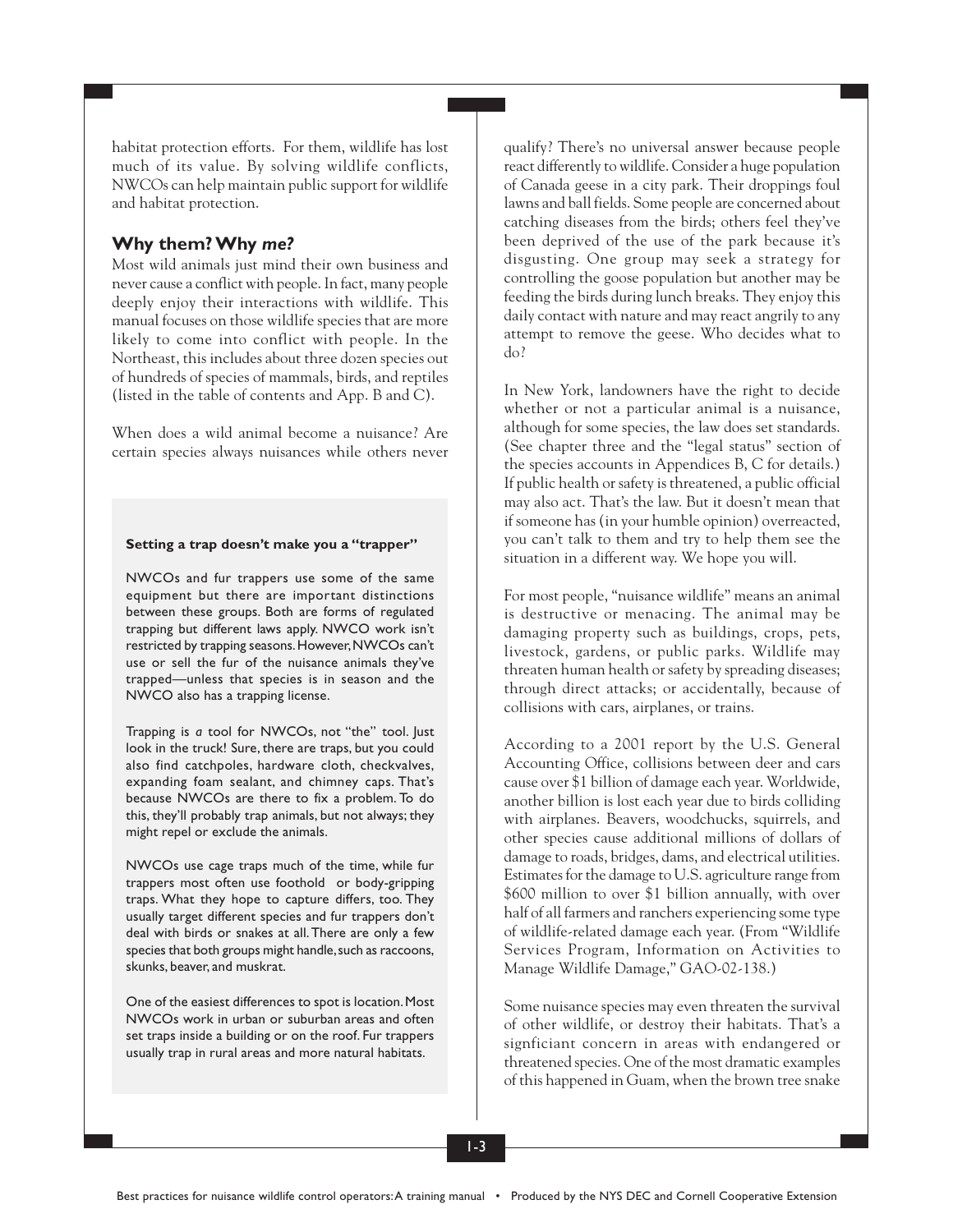habitat protection efforts. For them, wildlife has lost much of its value. By solving wildlife conflicts, NWCOs can help maintain public support for wildlife and habitat protection.

## Why them? Why *me?*

Most wild animals just mind their own business and never cause a conflict with people. In fact, many people deeply enjoy their interactions with wildlife. This manual focuses on those wildlife species that are more likely to come into conflict with people. In the Northeast, this includes about three dozen species out of hundreds of species of mammals, birds, and reptiles (listed in the table of contents and App. B and C).

When does a wild animal become a nuisance? Are certain species always nuisances while others never qualify? There's no universal answer because people react differently to wildlife. Consider a huge population of Canada geese in a city park. Their droppings foul lawns and ball fields. Some people are concerned about catching diseases from the birds; others feel they've been deprived of the use of the park because it's disgusting. One group may seek a strategy for controlling the goose population but another may be feeding the birds during lunch breaks. They enjoy this daily contact with nature and may react angrily to any attempt to remove the geese. Who decides what to do?

**Setting a trap doesn't make you a "trapper"**

NWCOs and fur trappers use some of the same equipment but there are important distinctions between these groups. Both are forms of regulated trapping but different laws apply. NWCO work isn't restricted by trapping seasons. However, NWCOs can't use or sell the fur of the nuisance animals they've trapped—unless that species is in season and the NWCO also has a trapping license.

Trapping is *a* tool for NWCOs, not "the" tool. Just look in the truck! Sure, there are traps, but you could also find catchpoles, hardware cloth, checkvalves, expanding foam sealant, and chimney caps. That's because NWCOs are there to fix a problem. To do this, they'll probably trap animals, but not always; they might repel or exclude the animals.

NWCOs use cage traps much of the time, while fur trappers most often use foothold or body-gripping traps. What they hope to capture differs, too. They usually target different species and fur trappers don't deal with birds or snakes at all. There are only a few species that both groups might handle, such as raccoons, skunks, beaver, and muskrat.

One of the easiest differences to spot is location. Most NWCOs work in urban or suburban areas and often set traps inside a building or on the roof. Fur trappers usually trap in rural areas and more natural habitats.

In New York, landowners have the right to decide whether or not a particular animal is a nuisance, although for some species, the law does set standards. (See chapter three and the "legal status" section of the species accounts in Appendices B, C for details.) If public health or safety is threatened, a public official may also act. That's the law. But it doesn't mean that if someone has (in your humble opinion) overreacted, you can't talk to them and try to help them see the situation in a different way. We hope you will.

For most people, "nuisance wildlife" means an animal is destructive or menacing. The animal may be damaging property such as buildings, crops, pets, livestock, gardens, or public parks. Wildlife may threaten human health or safety by spreading diseases; through direct attacks; or accidentally, because of collisions with cars, airplanes, or trains.

According to a 2001 report by the U.S. General Accounting Office, collisions between deer and cars cause over $1 billion of damage each year. Worldwide, another billion is lost each year due to birds colliding with airplanes. Beavers, woodchucks, squirrels, and other species cause additional millions of dollars of damage to roads, bridges, dams, and electrical utilities. Estimates for the damage to U.S. agriculture range from $600 million to over $1 billion annually, with over half of all farmers and ranchers experiencing some type of wildlife-related damage each year. (From "Wildlife Services Program, Information on Activities to Manage Wildlife Damage," GAO-02-138.)

Some nuisance species may even threaten the survival of other wildlife, or destroy their habitats. That's a signficiant concern in areas with endangered or threatened species. One of the most dramatic examples of this happened in Guam, when the brown tree snake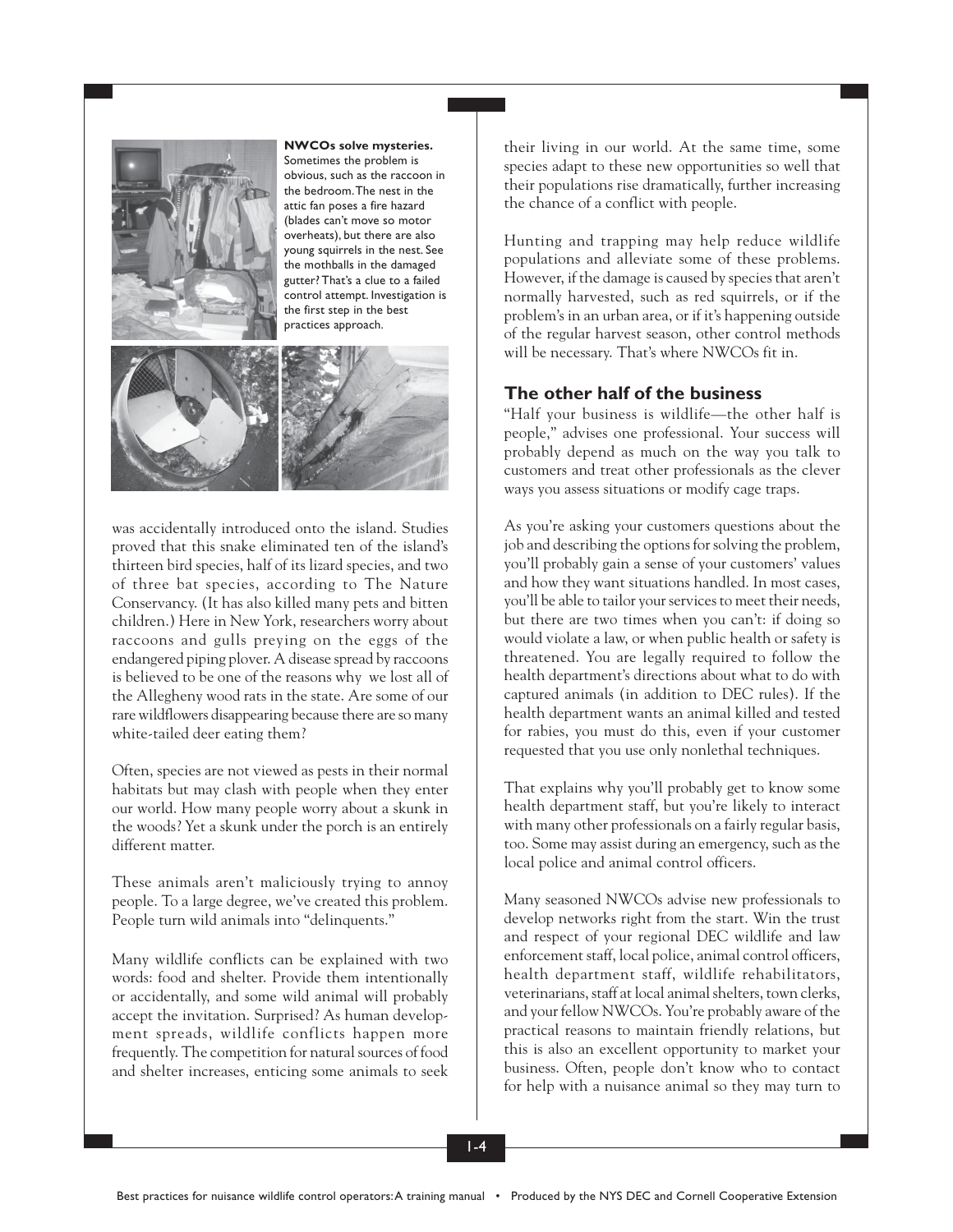**NWCOs solve mysteries.** Sometimes the problem is obvious, such as the raccoon in the bedroom. The nest in the attic fan poses a fire hazard (blades can't move so motor overheats), but there are also young squirrels in the nest. See the mothballs in the damaged gutter? That's a clue to a failed control attempt. Investigation is the first step in the best practices approach.

was accidentally introduced onto the island. Studies proved that this snake eliminated ten of the island's thirteen bird species, half of its lizard species, and two of three bat species, according to The Nature Conservancy. (It has also killed many pets and bitten children.) Here in New York, researchers worry about raccoons and gulls preying on the eggs of the endangered piping plover. A disease spread by raccoons is believed to be one of the reasons why we lost all of the Allegheny wood rats in the state. Are some of our rare wildflowers disappearing because there are so many white-tailed deer eating them?

Often, species are not viewed as pests in their normal habitats but may clash with people when they enter our world. How many people worry about a skunk in the woods? Yet a skunk under the porch is an entirely different matter.

These animals aren't maliciously trying to annoy people. To a large degree, we've created this problem. People turn wild animals into "delinquents."

Many wildlife conflicts can be explained with two words: food and shelter. Provide them intentionally or accidentally, and some wild animal will probably accept the invitation. Surprised? As human development spreads, wildlife conflicts happen more frequently. The competition for natural sources of food and shelter increases, enticing some animals to seek their living in our world. At the same time, some species adapt to these new opportunities so well that their populations rise dramatically, further increasing the chance of a conflict with people.

Hunting and trapping may help reduce wildlife populations and alleviate some of these problems. However, if the damage is caused by species that aren't normally harvested, such as red squirrels, or if the problem's in an urban area, or if it's happening outside of the regular harvest season, other control methods will be necessary. That's where NWCOs fit in.

## The other half of the business

"Half your business is wildlife—the other half is people," advises one professional. Your success will probably depend as much on the way you talk to customers and treat other professionals as the clever ways you assess situations or modify cage traps.

As you're asking your customers questions about the job and describing the options for solving the problem, you'll probably gain a sense of your customers' values and how they want situations handled. In most cases, you'll be able to tailor your services to meet their needs, but there are two times when you can't: if doing so would violate a law, or when public health or safety is threatened. You are legally required to follow the health department's directions about what to do with captured animals (in addition to DEC rules). If the health department wants an animal killed and tested for rabies, you must do this, even if your customer requested that you use only nonlethal techniques.

That explains why you'll probably get to know some health department staff, but you're likely to interact with many other professionals on a fairly regular basis, too. Some may assist during an emergency, such as the local police and animal control officers.

Many seasoned NWCOs advise new professionals to develop networks right from the start. Win the trust and respect of your regional DEC wildlife and law enforcement staff, local police, animal control officers, health department staff, wildlife rehabilitators, veterinarians, staff at local animal shelters, town clerks, and your fellow NWCOs. You're probably aware of the practical reasons to maintain friendly relations, but this is also an excellent opportunity to market your business. Often, people don't know who to contact for help with a nuisance animal so they may turn to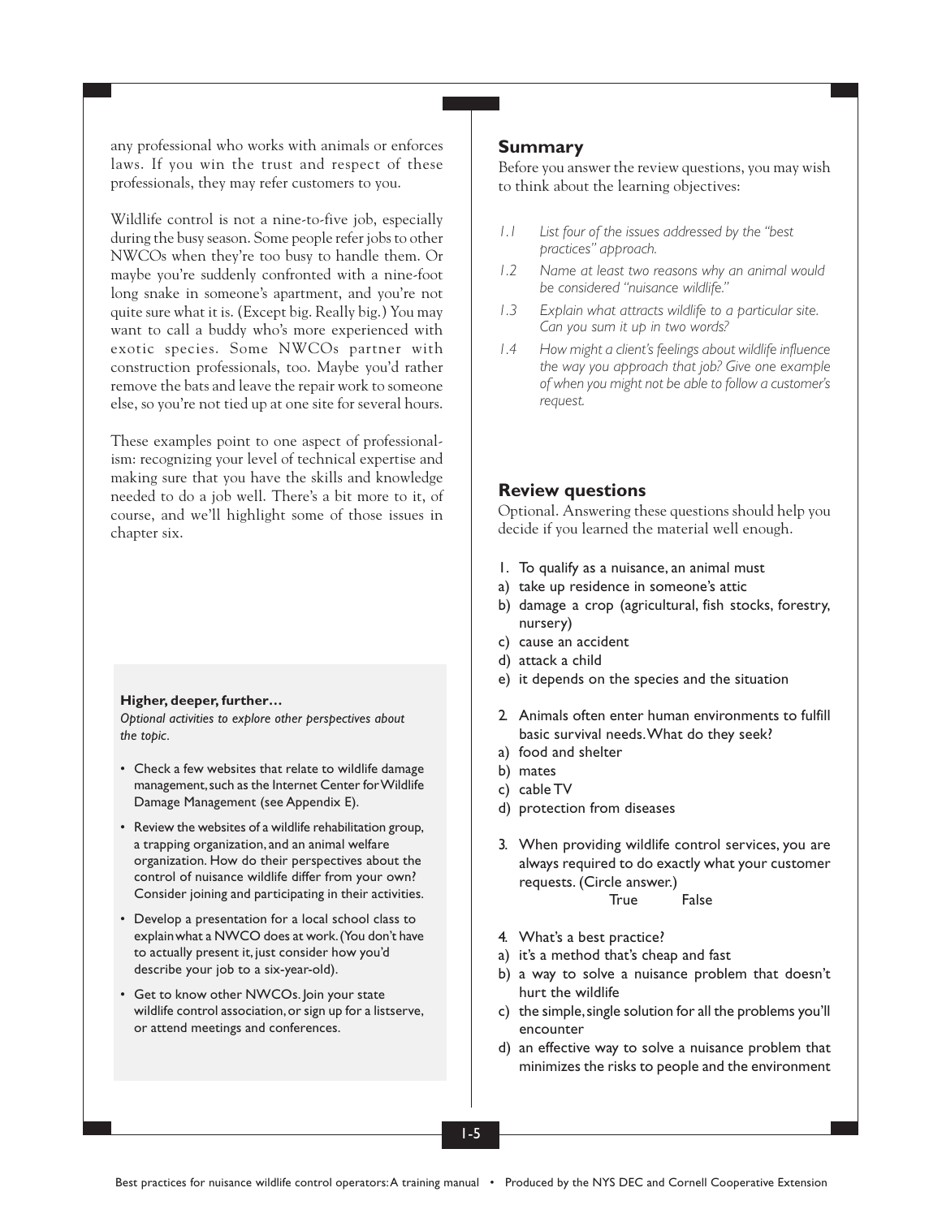any professional who works with animals or enforces laws. If you win the trust and respect of these professionals, they may refer customers to you.

Wildlife control is not a nine-to-five job, especially during the busy season. Some people refer jobs to other NWCOs when they're too busy to handle them. Or maybe you're suddenly confronted with a nine-foot long snake in someone's apartment, and you're not quite sure what it is. (Except big. Really big.) You may want to call a buddy who's more experienced with exotic species. Some NWCOs partner with construction professionals, too. Maybe you'd rather remove the bats and leave the repair work to someone else, so you're not tied up at one site for several hours.

These examples point to one aspect of professionalism: recognizing your level of technical expertise and making sure that you have the skills and knowledge needed to do a job well. There's a bit more to it, of course, and we'll highlight some of those issues in chapter six.

**Higher, deeper, further…**

*Optional activities to explore other perspectives about the topic.*

- Check a few websites that relate to wildlife damage management, such as the Internet Center for Wildlife Damage Management (see Appendix E).
- Review the websites of a wildlife rehabilitation group, a trapping organization, and an animal welfare organization. How do their perspectives about the control of nuisance wildlife differ from your own? Consider joining and participating in their activities.
- Develop a presentation for a local school class to explain what a NWCO does at work. (You don't have to actually present it, just consider how you'd describe your job to a six-year-old).
- Get to know other NWCOs. Join your state wildlife control association, or sign up for a listserve, or attend meetings and conferences.

## Summary

Before you answer the review questions, you may wish to think about the learning objectives:

*1.1 List four of the issues addressed by the "best practices" approach.*

*1.2 Name at least two reasons why an animal would be considered "nuisance wildlife."*

*1.3 Explain what attracts wildlife to a particular site. Can you sum it up in two words?*

*1.4 How might a client's feelings about wildlife influence the way you approach that job? Give one example of when you might not be able to follow a customer's request.*

## Review questions

Optional. Answering these questions should help you decide if you learned the material well enough.

1. To qualify as a nuisance, an animal must
   a) take up residence in someone's attic
   b) damage a crop (agricultural, fish stocks, forestry, nursery)
   c) cause an accident
   d) attack a child
   e) it depends on the species and the situation

2. Animals often enter human environments to fulfill basic survival needs. What do they seek?
   a) food and shelter
   b) mates
   c) cable TV
   d) protection from diseases

3. When providing wildlife control services, you are always required to do exactly what your customer requests. (Circle answer.)

   True     False

4. What's a best practice?
   a) it's a method that's cheap and fast
   b) a way to solve a nuisance problem that doesn't hurt the wildlife
   c) the simple, single solution for all the problems you'll encounter
   d) an effective way to solve a nuisance problem that minimizes the risks to people and the environment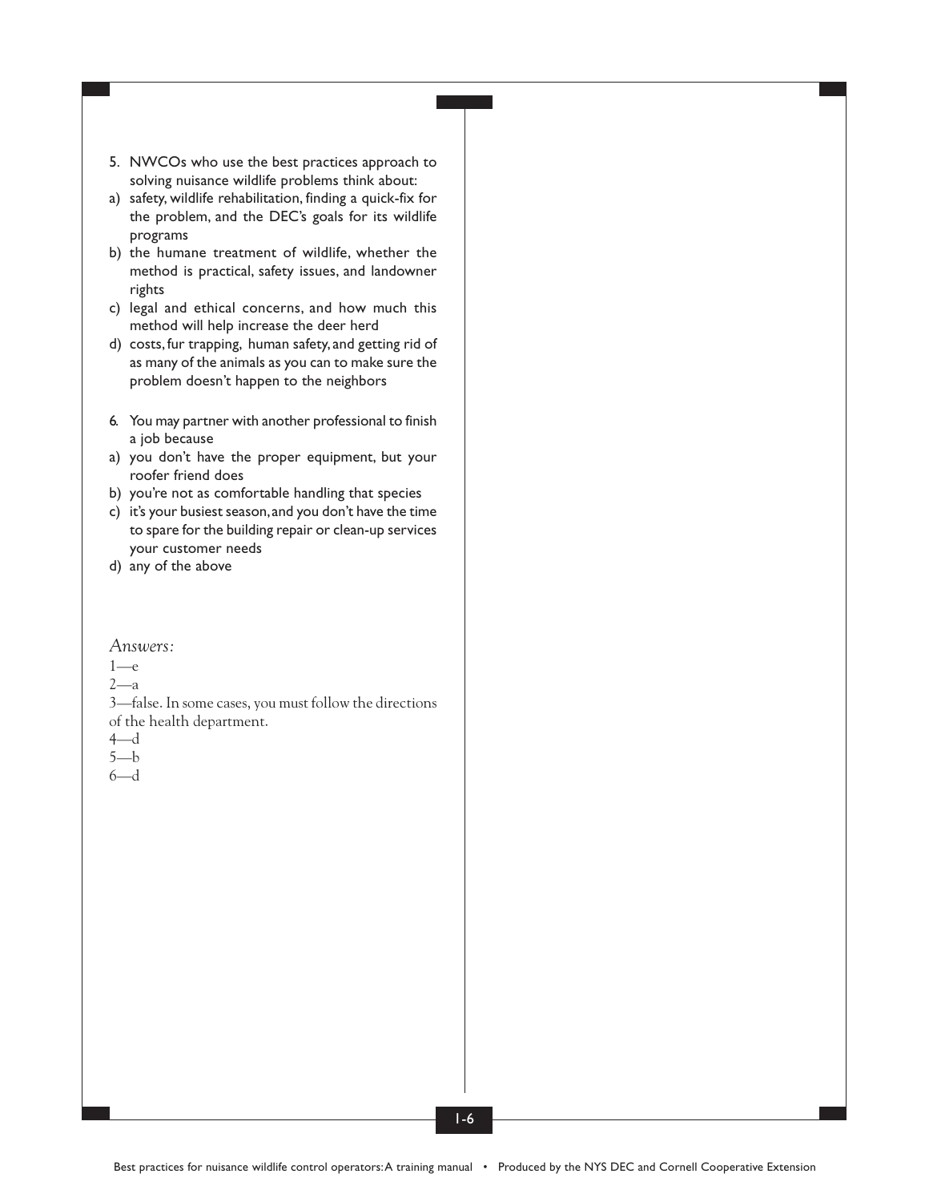5. NWCOs who use the best practices approach to solving nuisance wildlife problems think about:

a) safety, wildlife rehabilitation, finding a quick-fix for the problem, and the DEC's goals for its wildlife programs

b) the humane treatment of wildlife, whether the method is practical, safety issues, and landowner rights

c) legal and ethical concerns, and how much this method will help increase the deer herd

d) costs, fur trapping, human safety, and getting rid of as many of the animals as you can to make sure the problem doesn't happen to the neighbors

6. You may partner with another professional to finish a job because

a) you don't have the proper equipment, but your roofer friend does

b) you're not as comfortable handling that species

c) it's your busiest season, and you don't have the time to spare for the building repair or clean-up services your customer needs

d) any of the above

*Answers:*

1—e

2—a

3—false. In some cases, you must follow the directions of the health department.

4—d

5—b

6—d